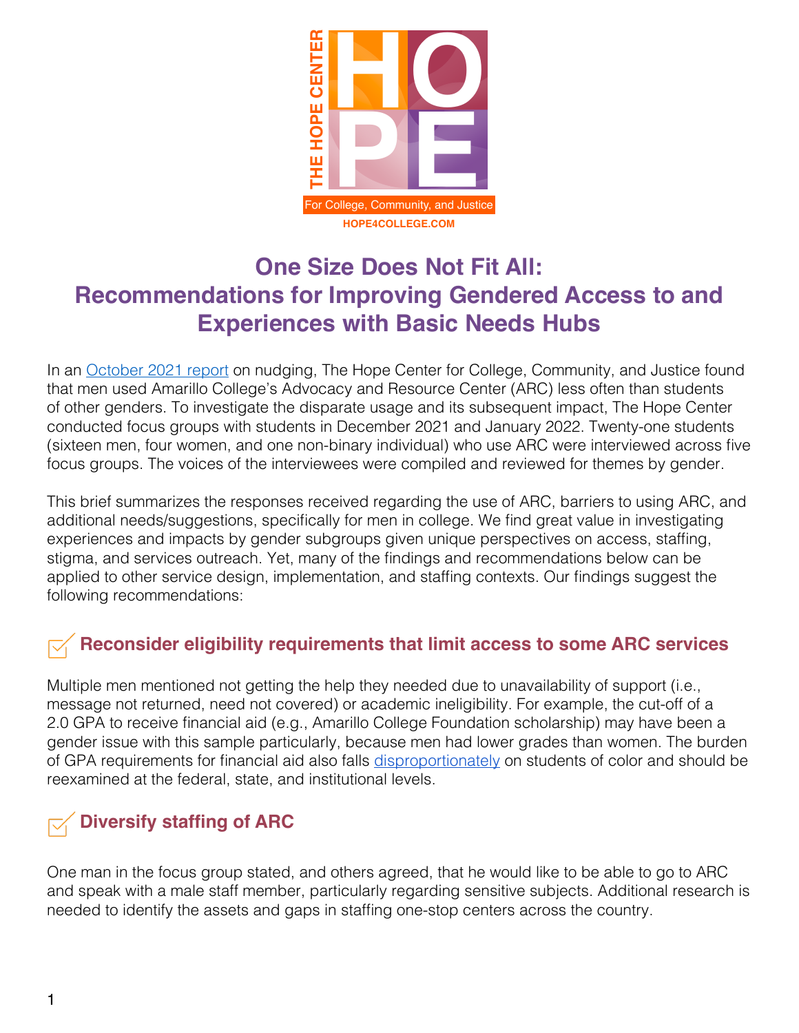THE HOPE CENTER

HOPE

For College, Community, and Justice

HOPE4COLLEGE.COM

# One Size Does Not Fit All: Recommendations for Improving Gendered Access to and Experiences with Basic Needs Hubs

In an October 2021 report on nudging, The Hope Center for College, Community, and Justice found that men used Amarillo College's Advocacy and Resource Center (ARC) less often than students of other genders. To investigate the disparate usage and its subsequent impact, The Hope Center conducted focus groups with students in December 2021 and January 2022. Twenty-one students (sixteen men, four women, and one non-binary individual) who use ARC were interviewed across five focus groups. The voices of the interviewees were compiled and reviewed for themes by gender.

This brief summarizes the responses received regarding the use of ARC, barriers to using ARC, and additional needs/suggestions, specifically for men in college. We find great value in investigating experiences and impacts by gender subgroups given unique perspectives on access, staffing, stigma, and services outreach. Yet, many of the findings and recommendations below can be applied to other service design, implementation, and staffing contexts. Our findings suggest the following recommendations:

## Reconsider eligibility requirements that limit access to some ARC services

Multiple men mentioned not getting the help they needed due to unavailability of support (i.e., message not returned, need not covered) or academic ineligibility. For example, the cut-off of a 2.0 GPA to receive financial aid (e.g., Amarillo College Foundation scholarship) may have been a gender issue with this sample particularly, because men had lower grades than women. The burden of GPA requirements for financial aid also falls disproportionately on students of color and should be reexamined at the federal, state, and institutional levels.

## Diversify staffing of ARC

One man in the focus group stated, and others agreed, that he would like to be able to go to ARC and speak with a male staff member, particularly regarding sensitive subjects. Additional research is needed to identify the assets and gaps in staffing one-stop centers across the country.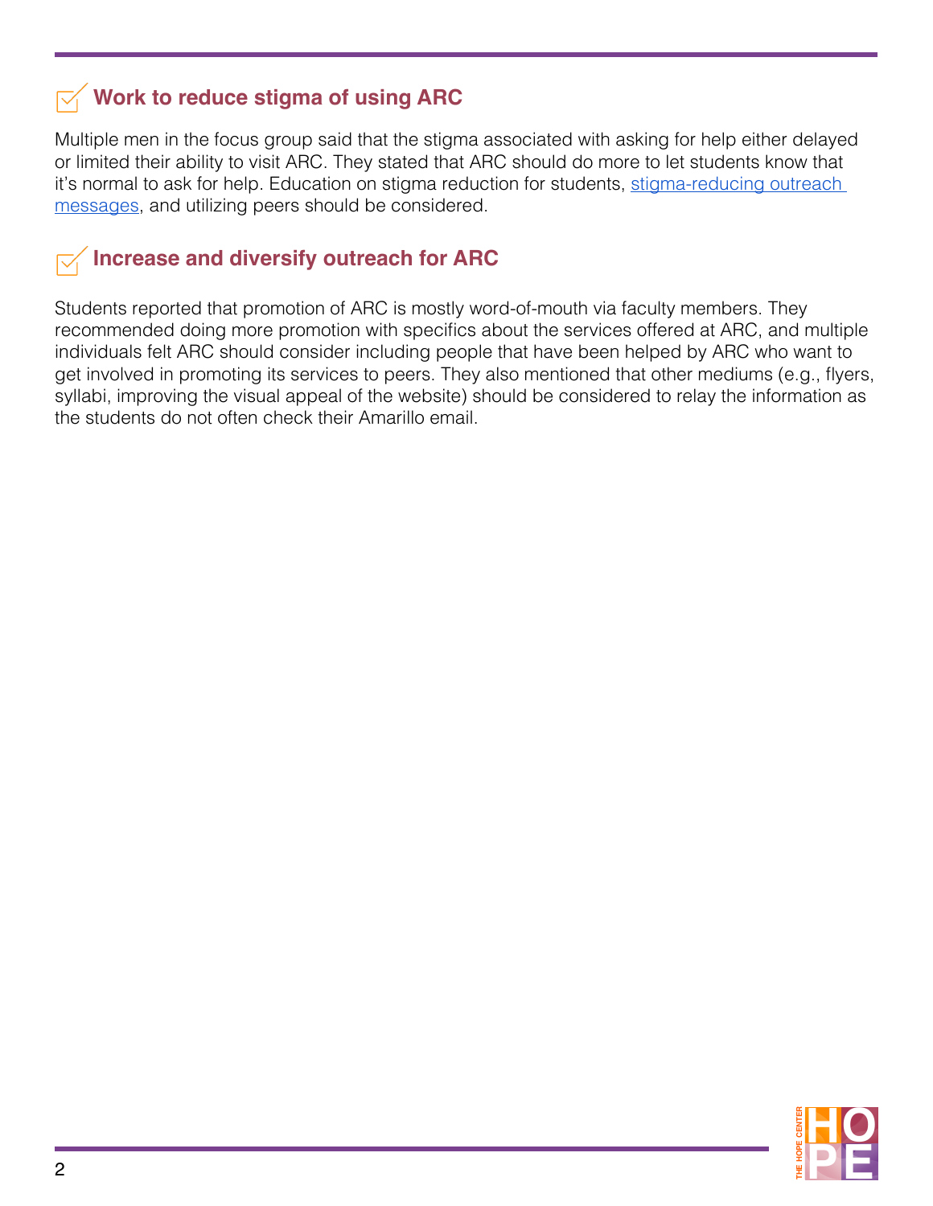## Work to reduce stigma of using ARC

Multiple men in the focus group said that the stigma associated with asking for help either delayed or limited their ability to visit ARC. They stated that ARC should do more to let students know that it's normal to ask for help. Education on stigma reduction for students, stigma-reducing outreach messages, and utilizing peers should be considered.

## Increase and diversify outreach for ARC

Students reported that promotion of ARC is mostly word-of-mouth via faculty members. They recommended doing more promotion with specifics about the services offered at ARC, and multiple individuals felt ARC should consider including people that have been helped by ARC who want to get involved in promoting its services to peers. They also mentioned that other mediums (e.g., flyers, syllabi, improving the visual appeal of the website) should be considered to relay the information as the students do not often check their Amarillo email.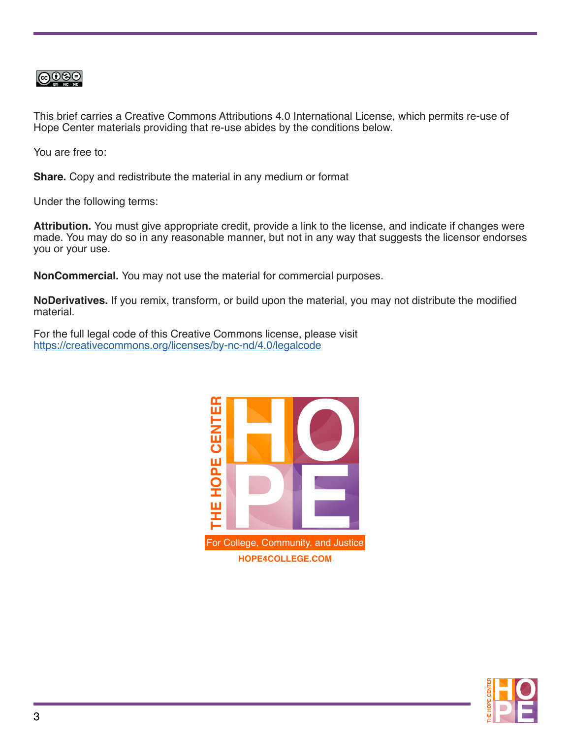This brief carries a Creative Commons Attributions 4.0 International License, which permits re-use of Hope Center materials providing that re-use abides by the conditions below.

You are free to:

**Share.** Copy and redistribute the material in any medium or format

Under the following terms:

**Attribution.** You must give appropriate credit, provide a link to the license, and indicate if changes were made. You may do so in any reasonable manner, but not in any way that suggests the licensor endorses you or your use.

**NonCommercial.** You may not use the material for commercial purposes.

**NoDerivatives.** If you remix, transform, or build upon the material, you may not distribute the modified material.

For the full legal code of this Creative Commons license, please visit
https://creativecommons.org/licenses/by-nc-nd/4.0/legalcode

THE HOPE CENTER

For College, Community, and Justice

HOPE4COLLEGE.COM